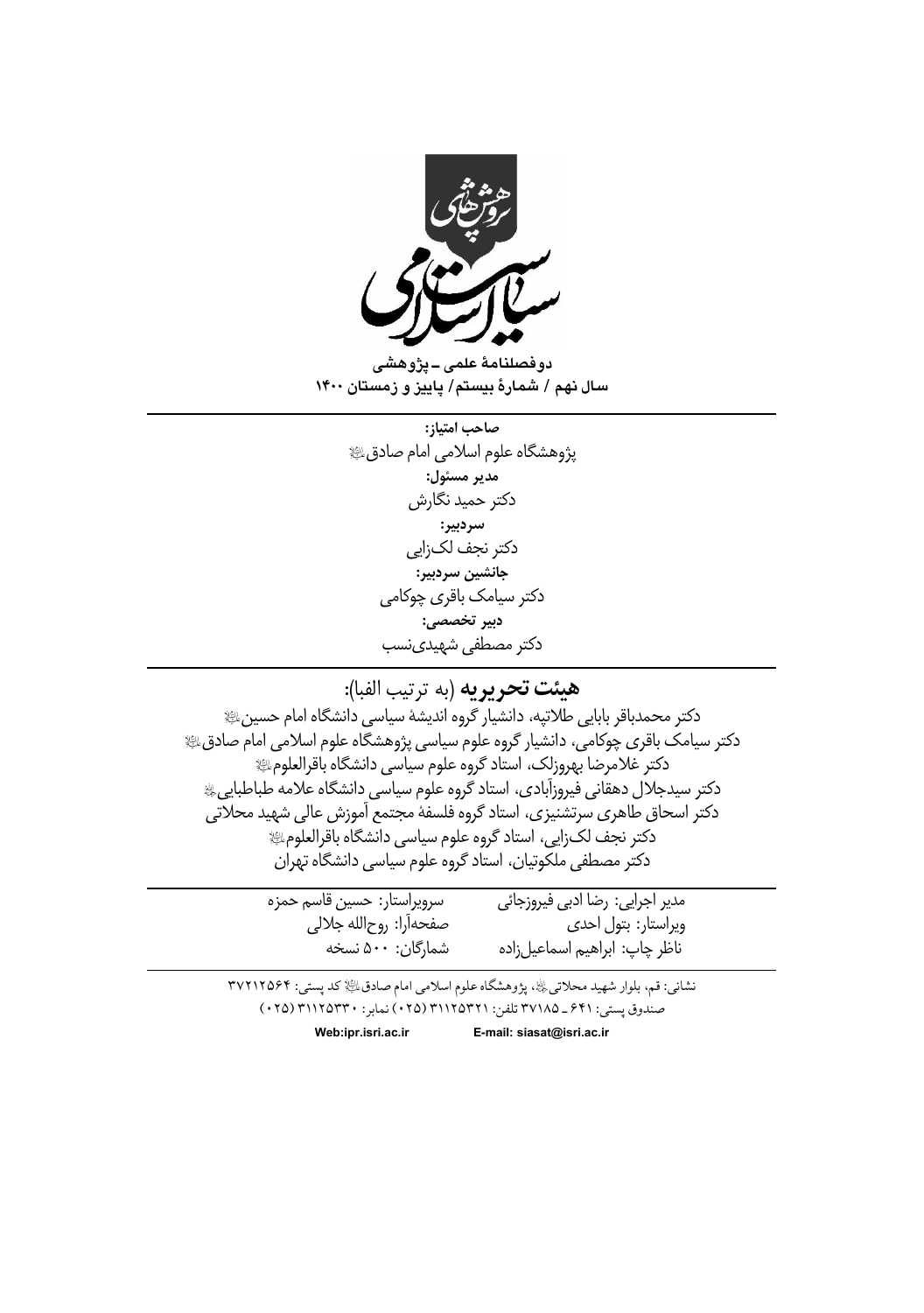# پژوهش‌های سیاست اسلامی

**دوفصلنامۀ علمی ـ پژوهشی**

**سال نهم / شمارۀ بیستم/ پاییز و زمستان ۱۴۰۰**

---

**صاحب امتیاز:**
پژوهشگاه علوم اسلامی امام صادق علیه‌السلام

**مدیر مسئول:**
دکتر حمید نگارش

**سردبیر:**
دکتر نجف لک‌زایی

**جانشین سردبیر:**
دکتر سیامک باقری چوکامی

**دبیر تخصصی:**
دکتر مصطفی شهیدی‌نسب

---

**هیئت تحریریه** (به ترتیب الفبا):

دکتر محمدباقر بابایی طلاتپه، دانشیار گروه اندیشۀ سیاسی دانشگاه امام حسین علیه‌السلام
دکتر سیامک باقری چوکامی، دانشیار گروه علوم سیاسی پژوهشگاه علوم اسلامی امام صادق علیه‌السلام
دکتر غلامرضا بهروزلک، استاد گروه علوم سیاسی دانشگاه باقرالعلوم علیه‌السلام
دکتر سیدجلال دهقانی فیروزآبادی، استاد گروه علوم سیاسی دانشگاه علامه طباطبایی رحمه‌الله
دکتر اسحاق طاهری سرتشنیزی، استاد گروه فلسفۀ مجتمع آموزش عالی شهید محلاتی
دکتر نجف لک‌زایی، استاد گروه علوم سیاسی دانشگاه باقرالعلوم علیه‌السلام
دکتر مصطفی ملکوتیان، استاد گروه علوم سیاسی دانشگاه تهران

---

مدیر اجرایی: رضا ادبی فیروزجائی
ویراستار: بتول احدی
ناظر چاپ: ابراهیم اسماعیل‌زاده

سرویراستار: حسین قاسم حمزه
صفحه‌آرا: روح‌الله جلالی
شمارگان: ۵۰۰ نسخه

---

نشانی: قم، بلوار شهید محلاتی رحمه‌الله، پژوهشگاه علوم اسلامی امام صادق علیه‌السلام کد پستی: ۳۷۲۱۲۵۶۴
صندوق پستی: ۶۴۱ ـ ۳۷۱۸۵ تلفن: ۳۱۱۲۵۳۲۱ (۰۲۵) نمابر: ۳۱۱۲۵۳۳۰ (۰۲۵)

Web:ipr.isri.ac.ir E-mail: siasat@isri.ac.ir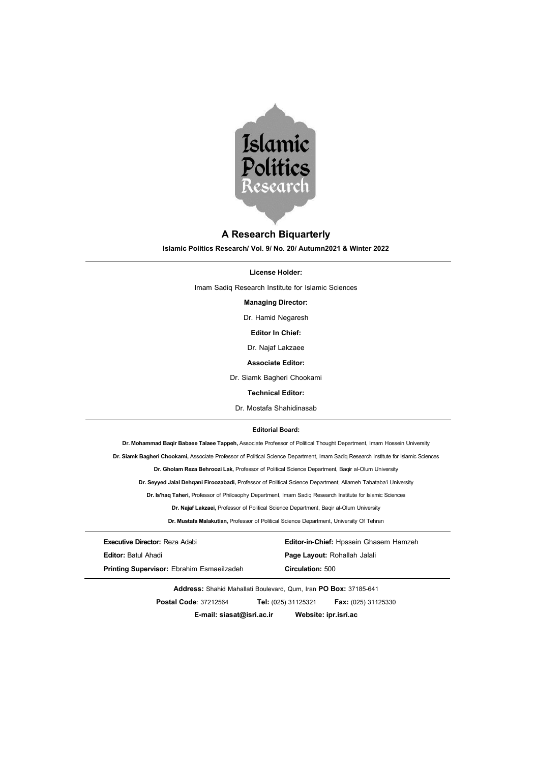Islamic Politics Research

## A Research Biquarterly

**Islamic Politics Research/ Vol. 9/ No. 20/ Autumn2021 & Winter 2022**

---

**License Holder:**

Imam Sadiq Research Institute for Islamic Sciences

**Managing Director:**

Dr. Hamid Negaresh

**Editor In Chief:**

Dr. Najaf Lakzaee

**Associate Editor:**

Dr. Siamk Bagheri Chookami

**Technical Editor:**

Dr. Mostafa Shahidinasab

---

**Editorial Board:**

**Dr. Mohammad Baqir Babaee Talaee Tappeh,** Associate Professor of Political Thought Department, Imam Hossein University

**Dr. Siamk Bagheri Chookami,** Associate Professor of Political Science Department, Imam Sadiq Research Institute for Islamic Sciences

**Dr. Gholam Reza Behroozi Lak,** Professor of Political Science Department, Baqir al-Olum University

**Dr. Seyyed Jalal Dehqani Firoozabadi,** Professor of Political Science Department, Allameh Tabataba'i University

**Dr. Is'haq Taheri,** Professor of Philosophy Department, Imam Sadiq Research Institute for Islamic Sciences

**Dr. Najaf Lakzaei,** Professor of Political Science Department, Baqir al-Olum University

**Dr. Mustafa Malakutian,** Professor of Political Science Department, University Of Tehran

---

**Executive Director:** Reza Adabi

**Editor-in-Chief:** Hpssein Ghasem Hamzeh

**Editor:** Batul Ahadi

**Page Layout:** Rohallah Jalali

**Printing Supervisor:** Ebrahim Esmaeilzadeh

**Circulation:** 500

---

**Address:** Shahid Mahallati Boulevard, Qum, Iran **PO Box:** 37185-641

**Postal Code**: 37212564 **Tel:** (025) 31125321 **Fax:** (025) 31125330

**E-mail: siasat@isri.ac.ir** **Website: ipr.isri.ac**